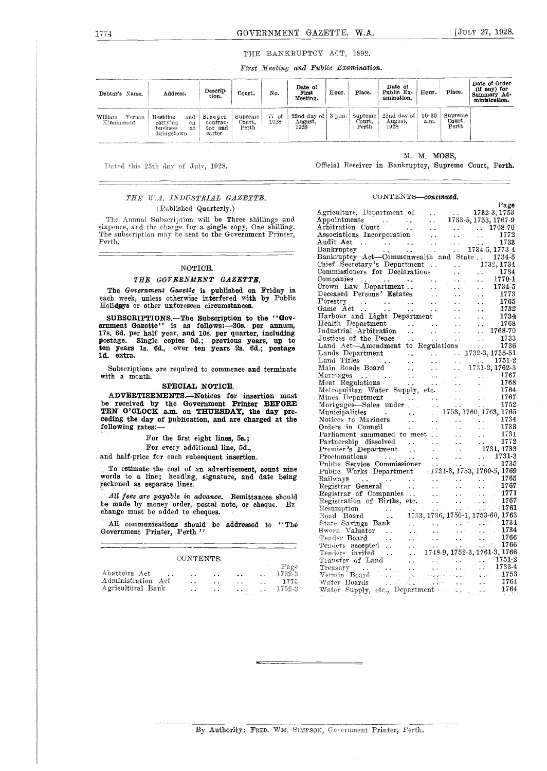## THE BANKRUPTCY ACT, 1892.

*First Meeting and Public Examination.*

| Debtor's Name. | Address. | Description. | Court. | No. | Date of First Meeting. | Hour. | Place. | Date of Public Examination. | Hour. | Place. | Date of Order (if any) for Summary Administration. |
|---|---|---|---|---|---|---|---|---|---|---|---|
| William Vernon Kinnimont | Residing and carrying on business at Bridgetown | Sleeper contractor and carter | Supreme Court, Perth | 77 of 1928 | 22nd day of August, 1928 | 3 p.m. | Supreme Court, Perth | 22nd day of August, 1928 | 10·30 a.m. | Supreme Court, Perth | |

Dated this 25th day of July, 1928.

M. M. MOSS,
Official Receiver in Bankruptcy, Supreme Court, Perth.

---

### *THE W.A. INDUSTRIAL GAZETTE.*

(Published Quarterly.)

The Annual Subscription will be Three shillings and sixpence, and the charge for a single copy, One shilling. The subscription may be sent to the Government Printer, Perth.

---

### NOTICE.

### *THE GOVERNMENT GAZETTE.*

**The *Government Gazette* is published on Friday in each week, unless otherwise interfered with by Public Holidays or other unforeseen circumstances.**

**SUBSCRIPTIONS.—The Subscription to the "Government Gazette" is as follows:—30s. per annum, 17s. 6d. per half year, and 10s. per quarter, including postage. Single copies 9d.; previous years, up to ten years 1s. 6d., over ten years 2s. 6d.; postage 1d. extra.**

Subscriptions are required to commence and terminate with a month.

### SPECIAL NOTICE.

**ADVERTISEMENTS.—Notices for insertion must be received by the Government Printer BEFORE TEN O'CLOCK a.m. on THURSDAY, the day preceding the day of publication, and are charged at the following rates:—**

For the first eight lines, 5s.;
For every additional line, 5d.,

and half-price for each subsequent insertion.

To estimate the cost of an advertisement, count nine words to a line; heading, signature, and date being reckoned as separate lines.

*All fees are payable in advance.* Remittances should be made by money order, postal note, or cheque. Exchange must be added to cheques.

All communications should be addressed to "The Government Printer, Perth"

---

### CONTENTS.

| | Page |
|---|---|
| Abattoirs Act | 1732-3 |
| Administration Act | 1773 |
| Agricultural Bank | 1752-3 |
| Agriculture, Department of | 1732-3, 1753 |
| Appointments | 1733-5, 1753, 1767-9 |
| Arbitration Court | 1768-70 |
| Associations Incorporation | 1772 |
| Audit Act | 1733 |
| Bankruptcy | 1734-5, 1773-4 |
| Bankruptcy Act—Commonwealth and State | 1734-5 |
| Chief Secretary's Department | 1732, 1734 |
| Commissioners for Declarations | 1734 |
| Companies | 1770-1 |
| Crown Law Department | 1734-5 |
| Deceased Persons' Estates | 1773 |
| Forestry | 1765 |
| Game Act | 1732 |
| Harbour and Light Department | 1734 |
| Health Department | 1768 |
| Industrial Arbitration | 1768-70 |
| Justices of the Peace | 1733 |
| Land Act—Amendment to Regulations | 1736 |
| Lands Department | 1732-3, 1735-51 |
| Land Titles | 1751-2 |
| Main Roads Board | 1731-2, 1762-3 |
| Marriages | 1767 |
| Meat Regulations | 1768 |
| Metropolitan Water Supply, etc. | 1764 |
| Mines Department | 1767 |
| Mortgages—Sales under | 1752 |
| Municipalities | 1753, 1760, 1763, 1765 |
| Notices to Mariners | 1734 |
| Orders in Council | 1733 |
| Parliament summoned to meet | 1731 |
| Partnership dissolved | 1772 |
| Premier's Department | 1731, 1733 |
| Proclamations | 1731-3 |
| Public Service Commissioner | 1735 |
| Public Works Department | 1731-3, 1753, 1760-5, 1769 |
| Railways | 1765 |
| Registrar General | 1767 |
| Registrar of Companies | 1771 |
| Registration of Births, etc. | 1767 |
| Resumption | 1761 |
| Road Board | 1733, 1736, 1750-1, 1753-60, 1763 |
| State Savings Bank | 1734 |
| Sworn Valuator | 1734 |
| Tender Board | 1766 |
| Tenders accepted | 1766 |
| Tenders invited | 1748-9, 1752-3, 1761-3, 1766 |
| Transfer of Land | 1751-2 |
| Treasury | 1733-4 |
| Vermin Board | 1753 |
| Water Boards | 1764 |
| Water Supply, etc., Department | 1764 |

---

By Authority: FRED. WM. SIMPSON, Government Printer, Perth.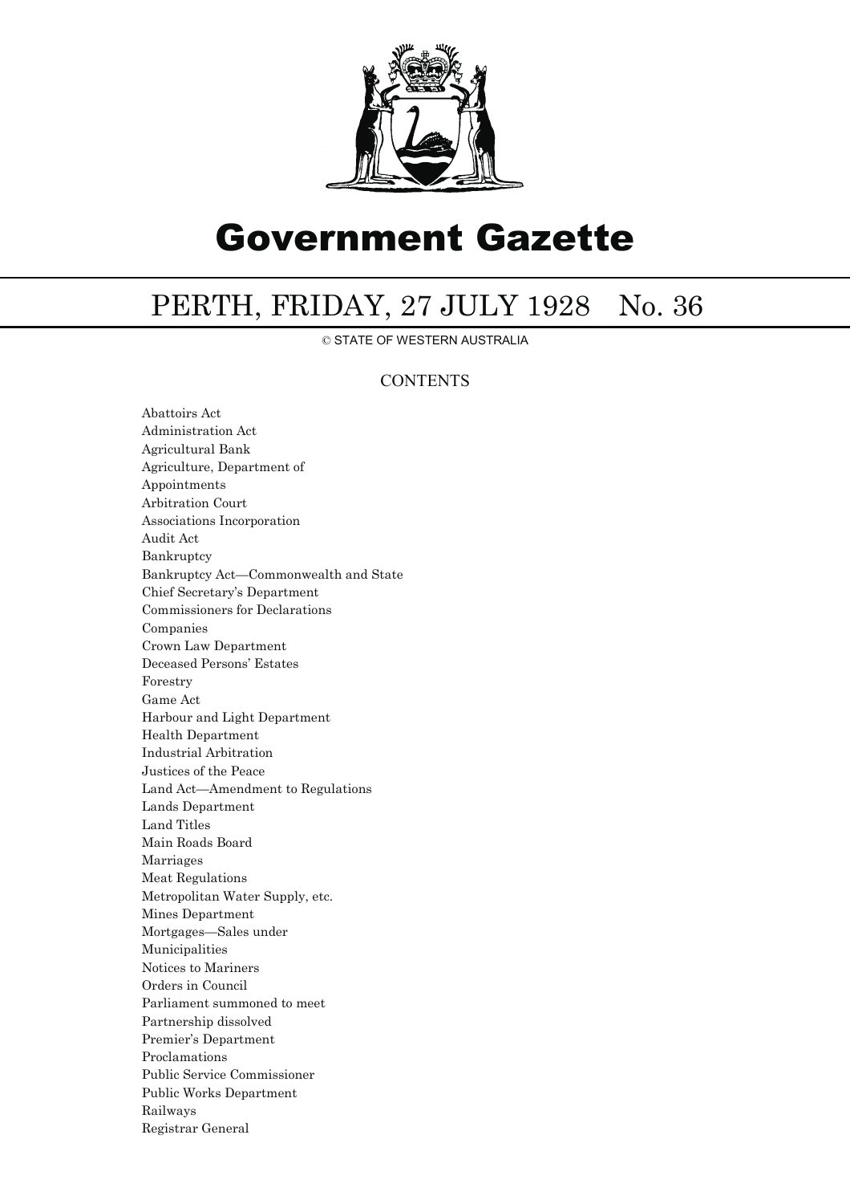# Government Gazette

## PERTH, FRIDAY, 27 JULY 1928 No. 36

© STATE OF WESTERN AUSTRALIA

### CONTENTS

Abattoirs Act
Administration Act
Agricultural Bank
Agriculture, Department of
Appointments
Arbitration Court
Associations Incorporation
Audit Act
Bankruptcy
Bankruptcy Act—Commonwealth and State
Chief Secretary's Department
Commissioners for Declarations
Companies
Crown Law Department
Deceased Persons' Estates
Forestry
Game Act
Harbour and Light Department
Health Department
Industrial Arbitration
Justices of the Peace
Land Act—Amendment to Regulations
Lands Department
Land Titles
Main Roads Board
Marriages
Meat Regulations
Metropolitan Water Supply, etc.
Mines Department
Mortgages—Sales under
Municipalities
Notices to Mariners
Orders in Council
Parliament summoned to meet
Partnership dissolved
Premier's Department
Proclamations
Public Service Commissioner
Public Works Department
Railways
Registrar General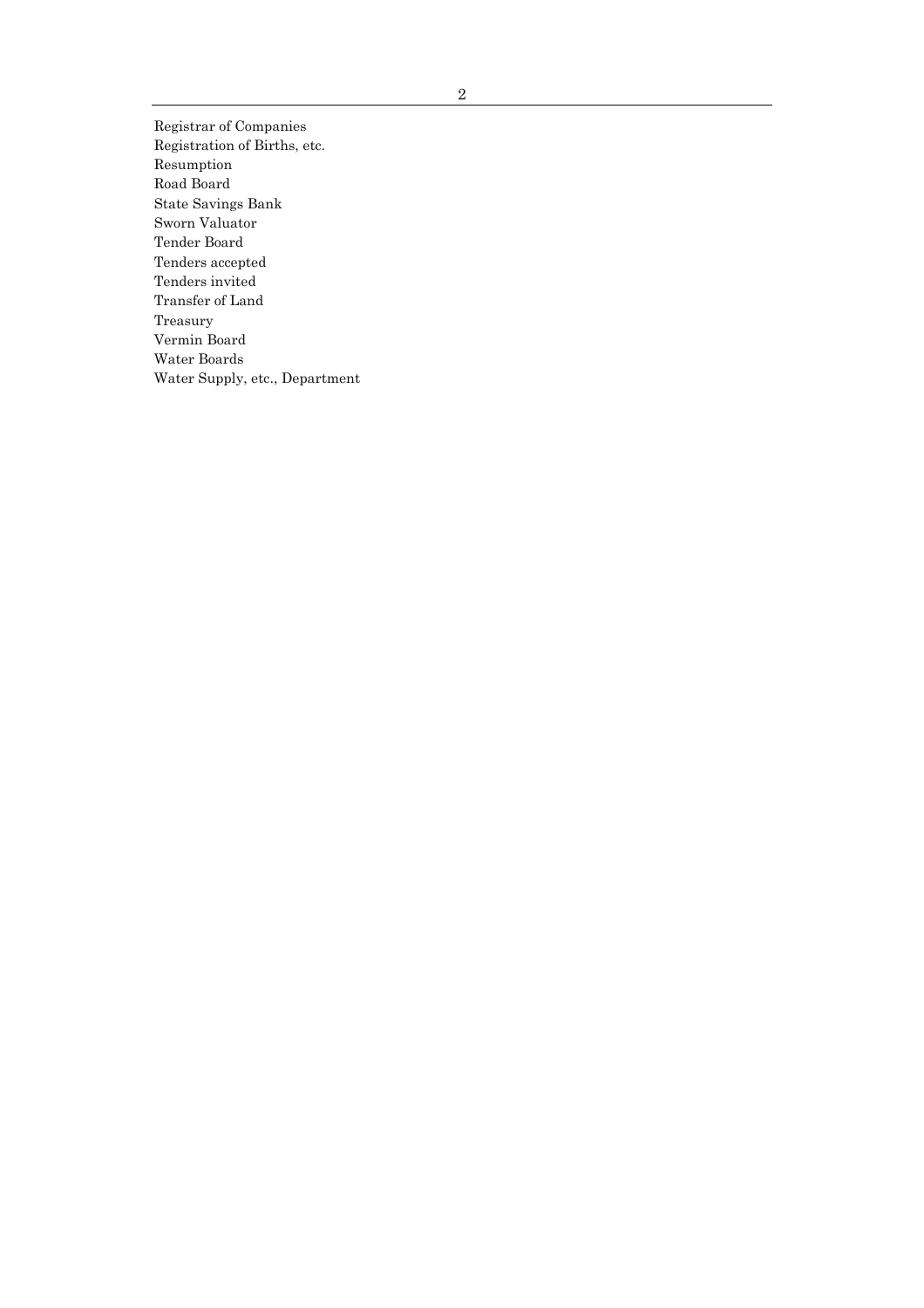Registrar of Companies
Registration of Births, etc.
Resumption
Road Board
State Savings Bank
Sworn Valuator
Tender Board
Tenders accepted
Tenders invited
Transfer of Land
Treasury
Vermin Board
Water Boards
Water Supply, etc., Department